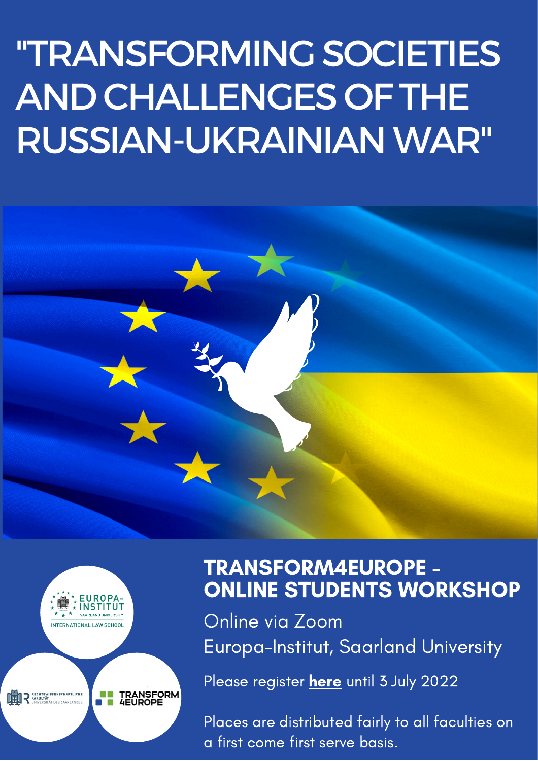# "TRANSFORMING SOCIETIES AND CHALLENGES OF THE RUSSIAN-UKRAINIAN WAR"

## TRANSFORM4EUROPE - ONLINE STUDENTS WORKSHOP

Online via Zoom

Europa-Institut, Saarland University

Please register **here** until 3 July 2022

Places are distributed fairly to all faculties on a first come first serve basis.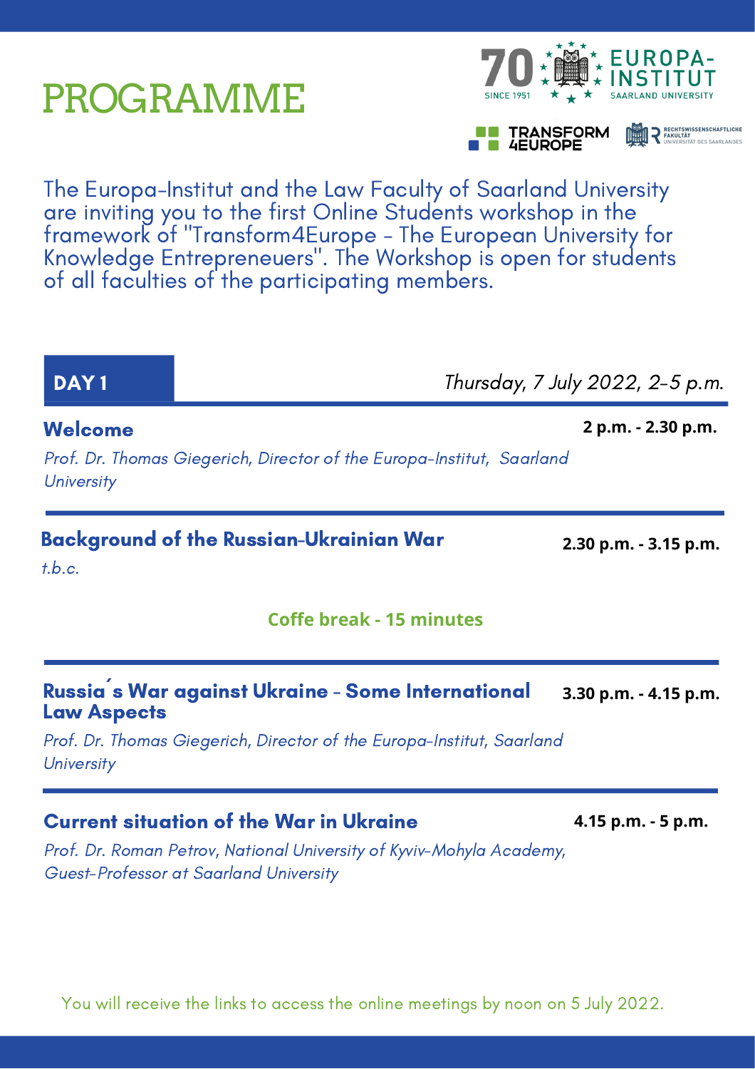# PROGRAMME

The Europa-Institut and the Law Faculty of Saarland University are inviting you to the first Online Students workshop in the framework of "Transform4Europe - The European University for Knowledge Entrepreneuers". The Workshop is open for students of all faculties of the participating members.

## DAY 1

*Thursday, 7 July 2022, 2-5 p.m.*

### Welcome

**2 p.m. - 2.30 p.m.**

*Prof. Dr. Thomas Giegerich, Director of the Europa-Institut, Saarland University*

### Background of the Russian-Ukrainian War

**2.30 p.m. - 3.15 p.m.**

*t.b.c.*

**Coffe break - 15 minutes**

### Russia´s War against Ukraine - Some International Law Aspects

**3.30 p.m. - 4.15 p.m.**

*Prof. Dr. Thomas Giegerich, Director of the Europa-Institut, Saarland University*

### Current situation of the War in Ukraine

**4.15 p.m. - 5 p.m.**

*Prof. Dr. Roman Petrov, National University of Kyviv-Mohyla Academy, Guest-Professor at Saarland University*

You will receive the links to access the online meetings by noon on 5 July 2022.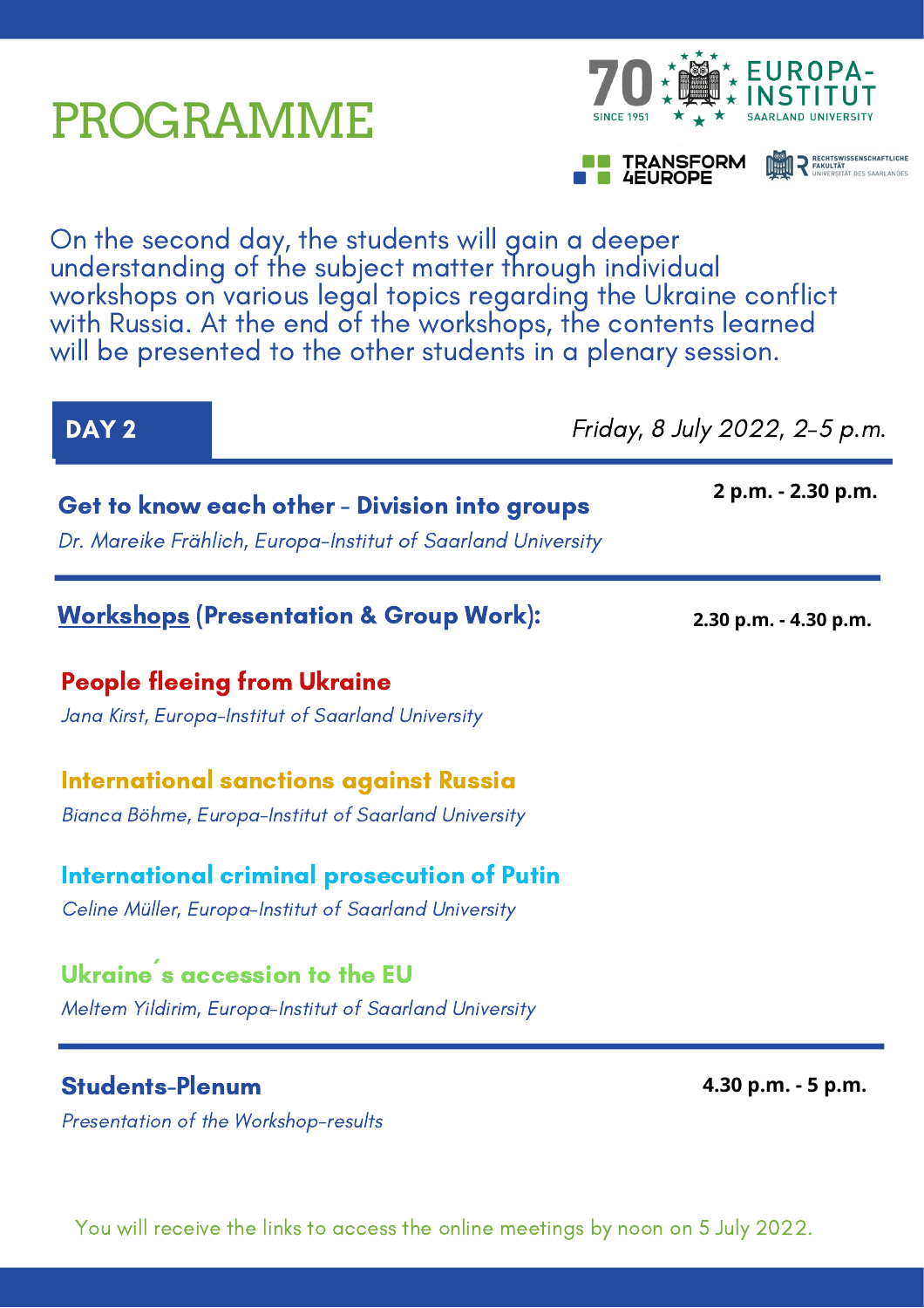# PROGRAMME

On the second day, the students will gain a deeper understanding of the subject matter through individual workshops on various legal topics regarding the Ukraine conflict with Russia. At the end of the workshops, the contents learned will be presented to the other students in a plenary session.

## DAY 2

*Friday, 8 July 2022, 2-5 p.m.*

### Get to know each other - Division into groups

**2 p.m. - 2.30 p.m.**

*Dr. Mareike Frählich, Europa-Institut of Saarland University*

### Workshops (Presentation & Group Work):

**2.30 p.m. - 4.30 p.m.**

**People fleeing from Ukraine**

*Jana Kirst, Europa-Institut of Saarland University*

**International sanctions against Russia**

*Bianca Böhme, Europa-Institut of Saarland University*

**International criminal prosecution of Putin**

*Celine Müller, Europa-Institut of Saarland University*

**Ukraine´s accession to the EU**

*Meltem Yildirim, Europa-Institut of Saarland University*

### Students-Plenum

**4.30 p.m. - 5 p.m.**

*Presentation of the Workshop-results*

You will receive the links to access the online meetings by noon on 5 July 2022.